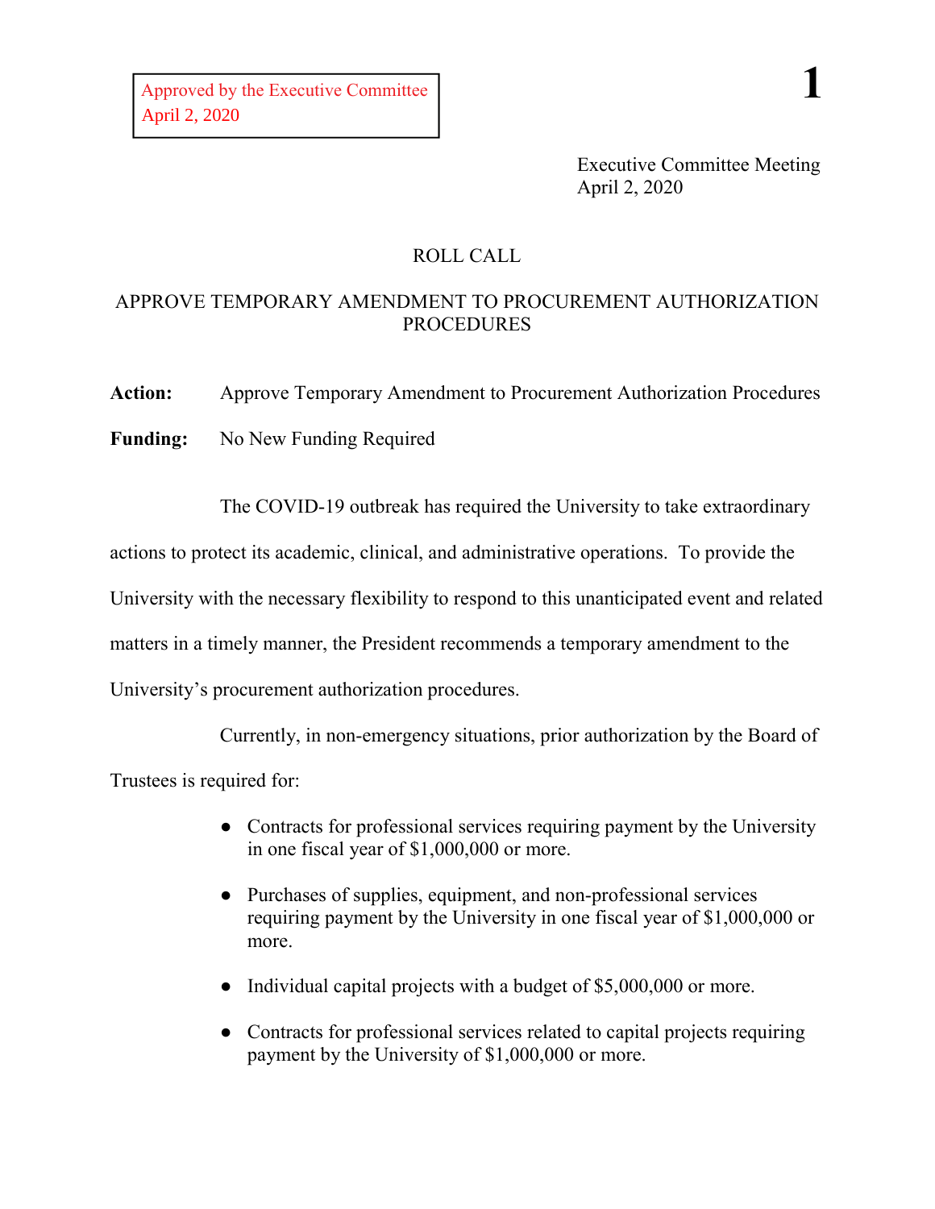Approved by the Executive Committee
April 2, 2020

Executive Committee Meeting
April 2, 2020

ROLL CALL

## APPROVE TEMPORARY AMENDMENT TO PROCUREMENT AUTHORIZATION PROCEDURES

**Action:** Approve Temporary Amendment to Procurement Authorization Procedures

**Funding:** No New Funding Required

The COVID-19 outbreak has required the University to take extraordinary actions to protect its academic, clinical, and administrative operations. To provide the University with the necessary flexibility to respond to this unanticipated event and related matters in a timely manner, the President recommends a temporary amendment to the University's procurement authorization procedures.

Currently, in non-emergency situations, prior authorization by the Board of Trustees is required for:

- Contracts for professional services requiring payment by the University in one fiscal year of $1,000,000 or more.
- Purchases of supplies, equipment, and non-professional services requiring payment by the University in one fiscal year of $1,000,000 or more.
- Individual capital projects with a budget of $5,000,000 or more.
- Contracts for professional services related to capital projects requiring payment by the University of $1,000,000 or more.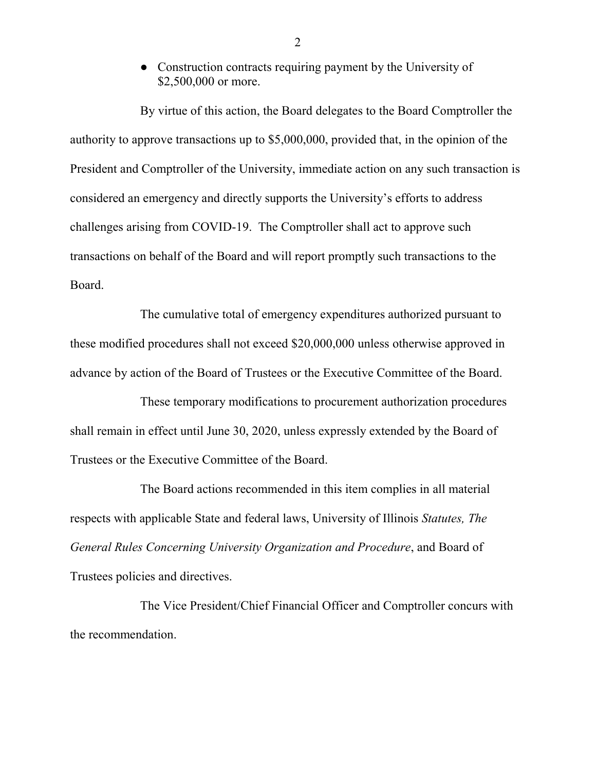- Construction contracts requiring payment by the University of $2,500,000 or more.

By virtue of this action, the Board delegates to the Board Comptroller the authority to approve transactions up to $5,000,000, provided that, in the opinion of the President and Comptroller of the University, immediate action on any such transaction is considered an emergency and directly supports the University's efforts to address challenges arising from COVID-19. The Comptroller shall act to approve such transactions on behalf of the Board and will report promptly such transactions to the Board.

The cumulative total of emergency expenditures authorized pursuant to these modified procedures shall not exceed $20,000,000 unless otherwise approved in advance by action of the Board of Trustees or the Executive Committee of the Board.

These temporary modifications to procurement authorization procedures shall remain in effect until June 30, 2020, unless expressly extended by the Board of Trustees or the Executive Committee of the Board.

The Board actions recommended in this item complies in all material respects with applicable State and federal laws, University of Illinois *Statutes, The General Rules Concerning University Organization and Procedure*, and Board of Trustees policies and directives.

The Vice President/Chief Financial Officer and Comptroller concurs with the recommendation.